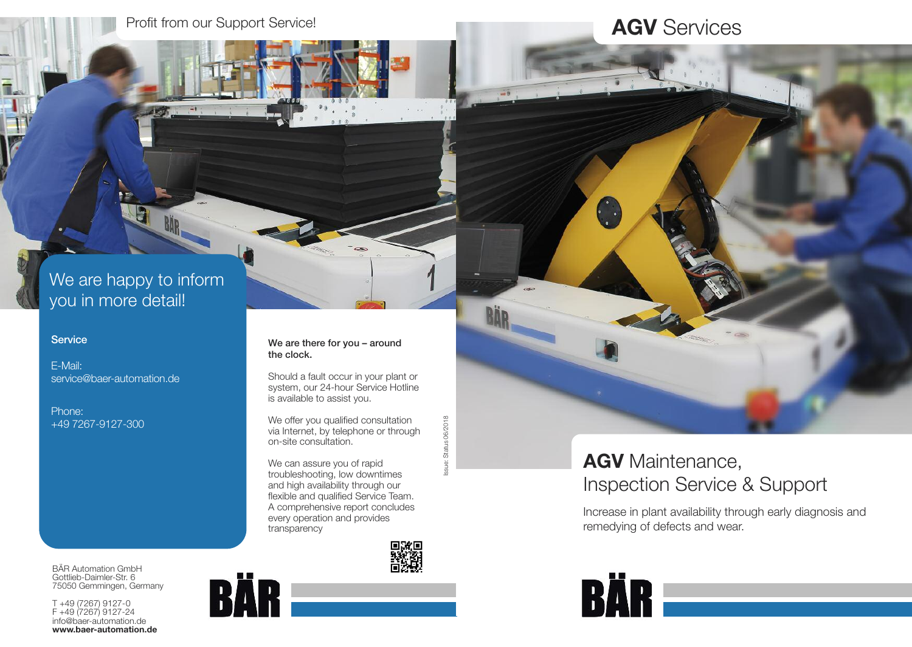Profit from our Support Service!

# We are happy to inform you in more detail!

**Service**

E-Mail:
service@baer-automation.de

Phone:
+49 7267-9127-300

**We are there for you – around the clock.**

Should a fault occur in your plant or system, our 24-hour Service Hotline is available to assist you.

We offer you qualified consultation via Internet, by telephone or through on-site consultation.

We can assure you of rapid troubleshooting, low downtimes and high availability through our flexible and qualified Service Team. A comprehensive report concludes every operation and provides transparency

Issue: Status 06/2018

BÄR Automation GmbH
Gottlieb-Daimler-Str. 6
75050 Gemmingen, Germany

T +49 (7267) 9127-0
F +49 (7267) 9127-24
info@baer-automation.de
**www.baer-automation.de**

BÄR

# **AGV** Services

## **AGV** Maintenance, Inspection Service & Support

Increase in plant availability through early diagnosis and remedying of defects and wear.

BÄR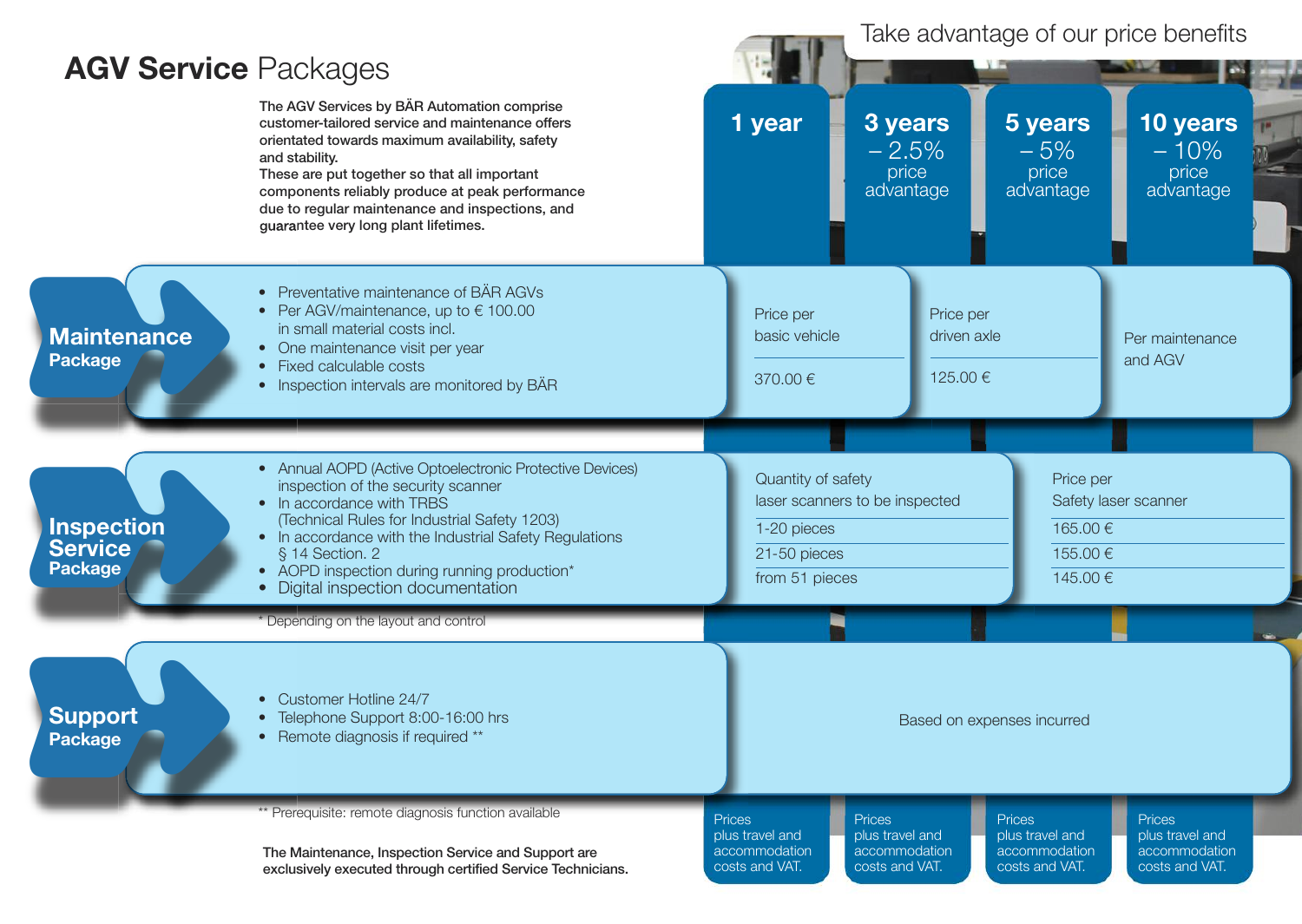# **AGV Service** Packages

The AGV Services by BÄR Automation comprise customer-tailored service and maintenance offers orientated towards maximum availability, safety and stability.
These are put together so that all important components reliably produce at peak performance due to regular maintenance and inspections, and guarantee very long plant lifetimes.

## Take advantage of our price benefits

| | 1 year | 3 years – 2.5% price advantage | 5 years – 5% price advantage | 10 years – 10% price advantage |
|---|---|---|---|---|

## Maintenance Package

- Preventative maintenance of BÄR AGVs
- Per AGV/maintenance, up to € 100.00 in small material costs incl.
- One maintenance visit per year
- Fixed calculable costs
- Inspection intervals are monitored by BÄR

| Price per basic vehicle | Price per driven axle | Per maintenance and AGV |
|---|---|---|
| 370.00 € | 125.00 € | |

## Inspection Service Package

- Annual AOPD (Active Optoelectronic Protective Devices) inspection of the security scanner
- In accordance with TRBS (Technical Rules for Industrial Safety 1203)
- In accordance with the Industrial Safety Regulations § 14 Section. 2
- AOPD inspection during running production*
- Digital inspection documentation

| Quantity of safety laser scanners to be inspected | Price per Safety laser scanner |
|---|---|
| 1-20 pieces | 165.00 € |
| 21-50 pieces | 155.00 € |
| from 51 pieces | 145.00 € |

\* Depending on the layout and control

## Support Package

- Customer Hotline 24/7
- Telephone Support 8:00-16:00 hrs
- Remote diagnosis if required **

Based on expenses incurred

** Prerequisite: remote diagnosis function available

Prices plus travel and accommodation costs and VAT.

The Maintenance, Inspection Service and Support are exclusively executed through certified Service Technicians.